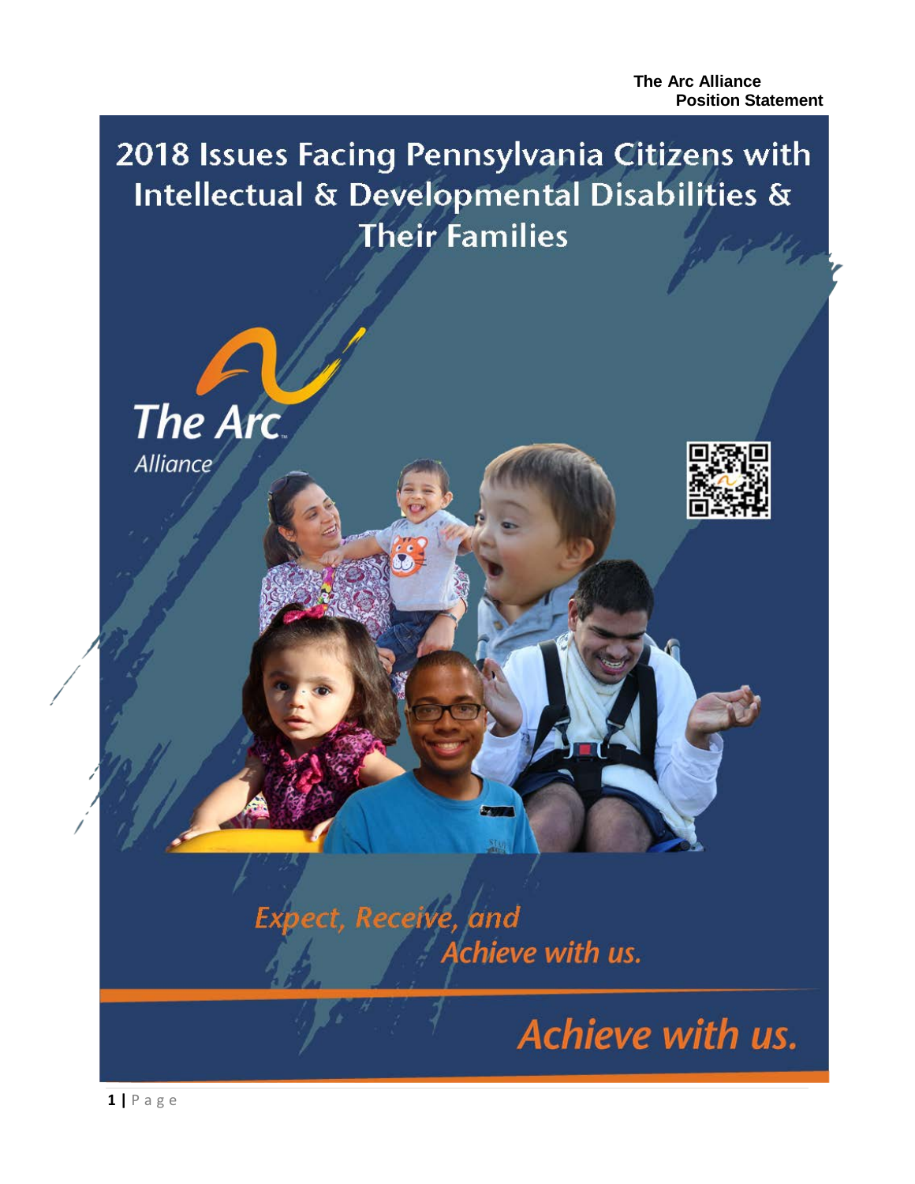**The Arc Alliance**
**Position Statement**

# 2018 Issues Facing Pennsylvania Citizens with Intellectual & Developmental Disabilities & Their Families

The Arc Alliance

*Expect, Receive, and Achieve with us.*

*Achieve with us.*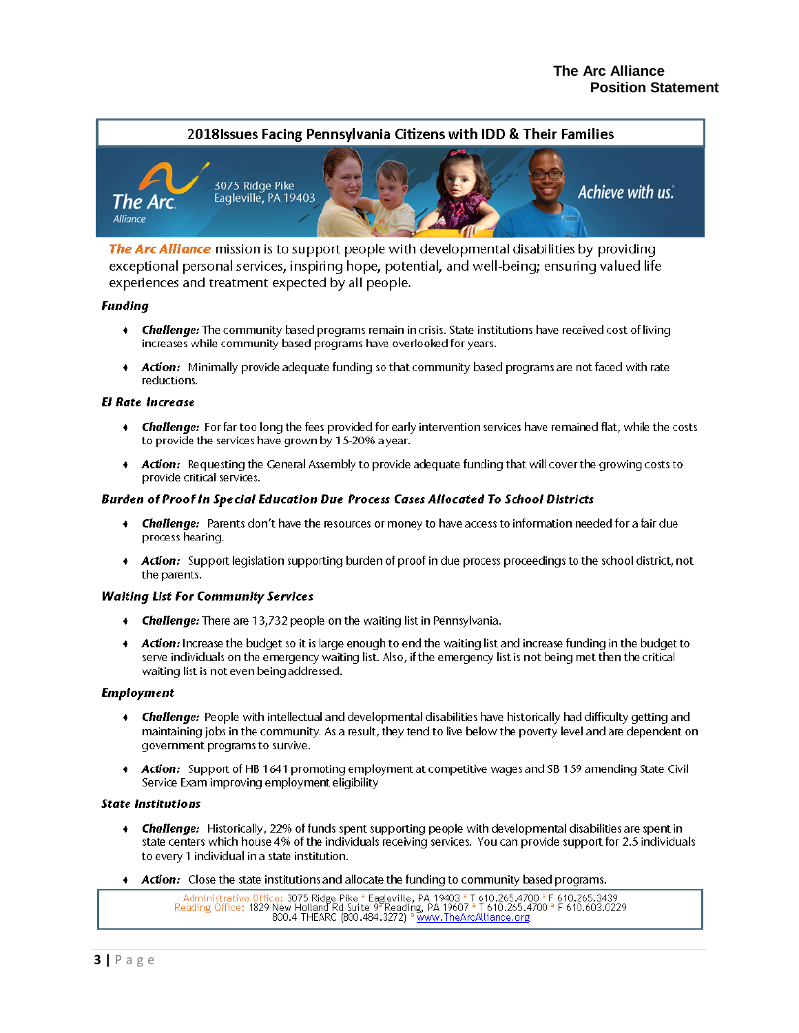**The Arc Alliance**
**Position Statement**

## 2018Issues Facing Pennsylvania Citizens with IDD & Their Families

The Arc Alliance
3075 Ridge Pike
Eagleville, PA 19403
Achieve with us.

***The Arc Alliance*** mission is to support people with developmental disabilities by providing exceptional personal services, inspiring hope, potential, and well-being; ensuring valued life experiences and treatment expected by all people.

### *Funding*

- ***Challenge:*** The community based programs remain in crisis. State institutions have received cost of living increases while community based programs have overlooked for years.
- ***Action:*** Minimally provide adequate funding so that community based programs are not faced with rate reductions.

### *EI Rate Increase*

- ***Challenge:*** For far too long the fees provided for early intervention services have remained flat, while the costs to provide the services have grown by 15-20% a year.
- ***Action:*** Requesting the General Assembly to provide adequate funding that will cover the growing costs to provide critical services.

### *Burden of Proof In Special Education Due Process Cases Allocated To School Districts*

- ***Challenge:*** Parents don't have the resources or money to have access to information needed for a fair due process hearing.
- ***Action:*** Support legislation supporting burden of proof in due process proceedings to the school district, not the parents.

### *Waiting List For Community Services*

- ***Challenge:*** There are 13,732 people on the waiting list in Pennsylvania.
- ***Action:*** Increase the budget so it is large enough to end the waiting list and increase funding in the budget to serve individuals on the emergency waiting list. Also, if the emergency list is not being met then the critical waiting list is not even being addressed.

### *Employment*

- ***Challenge:*** People with intellectual and developmental disabilities have historically had difficulty getting and maintaining jobs in the community. As a result, they tend to live below the poverty level and are dependent on government programs to survive.
- ***Action:*** Support of HB 1641 promoting employment at competitive wages and SB 159 amending State Civil Service Exam improving employment eligibility

### *State Institutions*

- ***Challenge:*** Historically, 22% of funds spent supporting people with developmental disabilities are spent in state centers which house 4% of the individuals receiving services. You can provide support for 2.5 individuals to every 1 individual in a state institution.
- ***Action:*** Close the state institutions and allocate the funding to community based programs.

Administrative Office: 3075 Ridge Pike ª Eagleville, PA 19403 ª T 610.265.4700 ª F 610.265.3439
Reading Office: 1829 New Holland Rd Suite 9 Reading, PA 19607 ª T 610.265.4700 ª F 610.603.0229
800.4 THEARC (800.484.3272) ª www.TheArcAlliance.org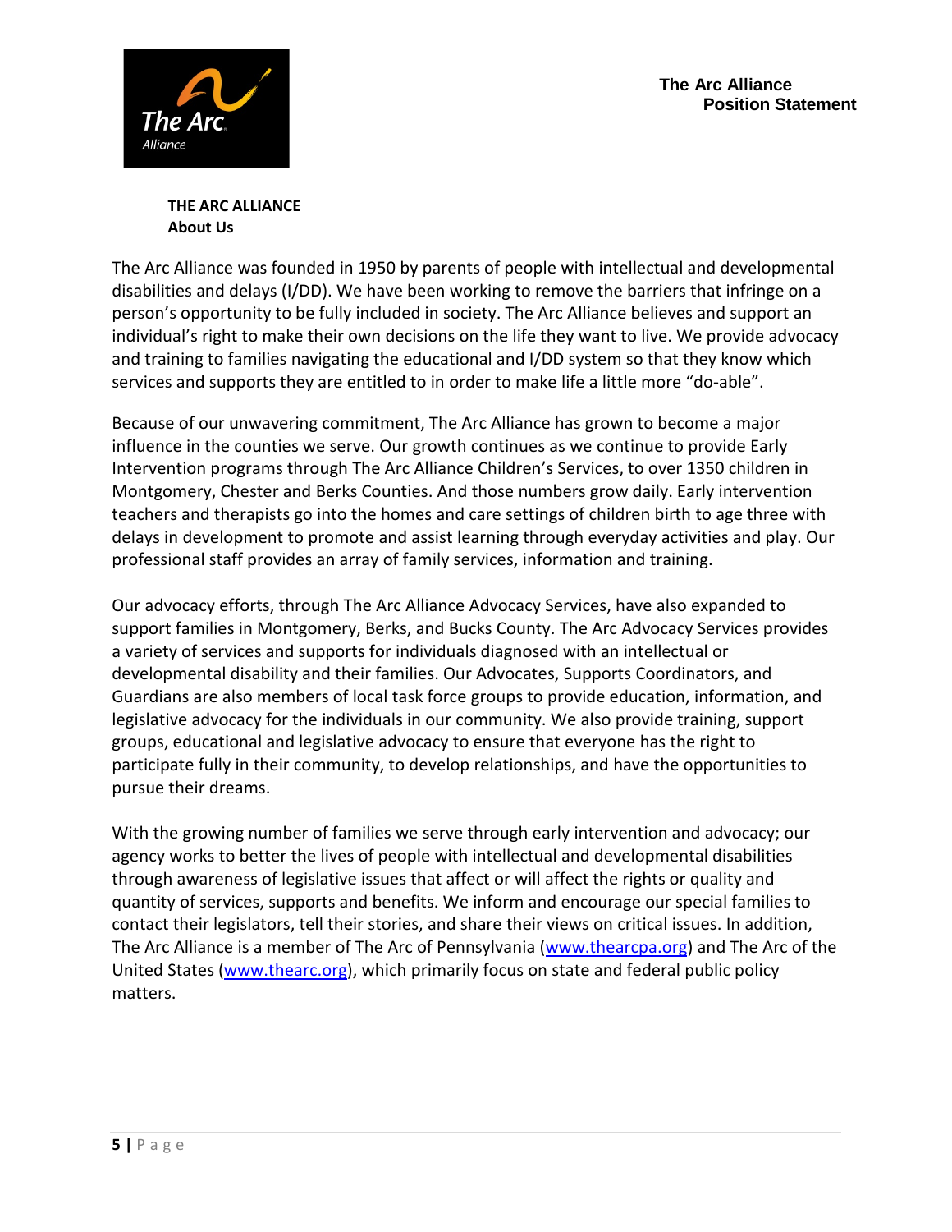## THE ARC ALLIANCE
### About Us

The Arc Alliance was founded in 1950 by parents of people with intellectual and developmental disabilities and delays (I/DD). We have been working to remove the barriers that infringe on a person's opportunity to be fully included in society. The Arc Alliance believes and support an individual's right to make their own decisions on the life they want to live. We provide advocacy and training to families navigating the educational and I/DD system so that they know which services and supports they are entitled to in order to make life a little more "do-able".

Because of our unwavering commitment, The Arc Alliance has grown to become a major influence in the counties we serve. Our growth continues as we continue to provide Early Intervention programs through The Arc Alliance Children's Services, to over 1350 children in Montgomery, Chester and Berks Counties. And those numbers grow daily. Early intervention teachers and therapists go into the homes and care settings of children birth to age three with delays in development to promote and assist learning through everyday activities and play. Our professional staff provides an array of family services, information and training.

Our advocacy efforts, through The Arc Alliance Advocacy Services, have also expanded to support families in Montgomery, Berks, and Bucks County. The Arc Advocacy Services provides a variety of services and supports for individuals diagnosed with an intellectual or developmental disability and their families. Our Advocates, Supports Coordinators, and Guardians are also members of local task force groups to provide education, information, and legislative advocacy for the individuals in our community. We also provide training, support groups, educational and legislative advocacy to ensure that everyone has the right to participate fully in their community, to develop relationships, and have the opportunities to pursue their dreams.

With the growing number of families we serve through early intervention and advocacy; our agency works to better the lives of people with intellectual and developmental disabilities through awareness of legislative issues that affect or will affect the rights or quality and quantity of services, supports and benefits. We inform and encourage our special families to contact their legislators, tell their stories, and share their views on critical issues. In addition, The Arc Alliance is a member of The Arc of Pennsylvania (www.thearcpa.org) and The Arc of the United States (www.thearc.org), which primarily focus on state and federal public policy matters.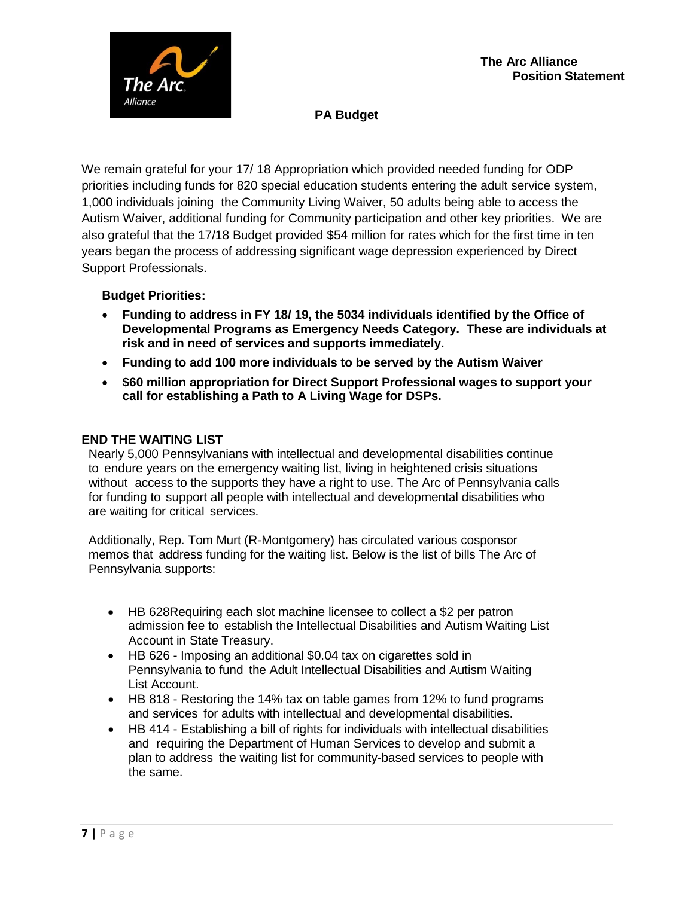**The Arc Alliance**
**Position Statement**

## PA Budget

We remain grateful for your 17/ 18 Appropriation which provided needed funding for ODP priorities including funds for 820 special education students entering the adult service system, 1,000 individuals joining the Community Living Waiver, 50 adults being able to access the Autism Waiver, additional funding for Community participation and other key priorities. We are also grateful that the 17/18 Budget provided $54 million for rates which for the first time in ten years began the process of addressing significant wage depression experienced by Direct Support Professionals.

**Budget Priorities:**

- **Funding to address in FY 18/ 19, the 5034 individuals identified by the Office of Developmental Programs as Emergency Needs Category. These are individuals at risk and in need of services and supports immediately.**
- **Funding to add 100 more individuals to be served by the Autism Waiver**
- **$60 million appropriation for Direct Support Professional wages to support your call for establishing a Path to A Living Wage for DSPs.**

### END THE WAITING LIST

Nearly 5,000 Pennsylvanians with intellectual and developmental disabilities continue to endure years on the emergency waiting list, living in heightened crisis situations without access to the supports they have a right to use. The Arc of Pennsylvania calls for funding to support all people with intellectual and developmental disabilities who are waiting for critical services.

Additionally, Rep. Tom Murt (R-Montgomery) has circulated various cosponsor memos that address funding for the waiting list. Below is the list of bills The Arc of Pennsylvania supports:

- HB 628Requiring each slot machine licensee to collect a $2 per patron admission fee to establish the Intellectual Disabilities and Autism Waiting List Account in State Treasury.
- HB 626 - Imposing an additional $0.04 tax on cigarettes sold in Pennsylvania to fund the Adult Intellectual Disabilities and Autism Waiting List Account.
- HB 818 - Restoring the 14% tax on table games from 12% to fund programs and services for adults with intellectual and developmental disabilities.
- HB 414 - Establishing a bill of rights for individuals with intellectual disabilities and requiring the Department of Human Services to develop and submit a plan to address the waiting list for community-based services to people with the same.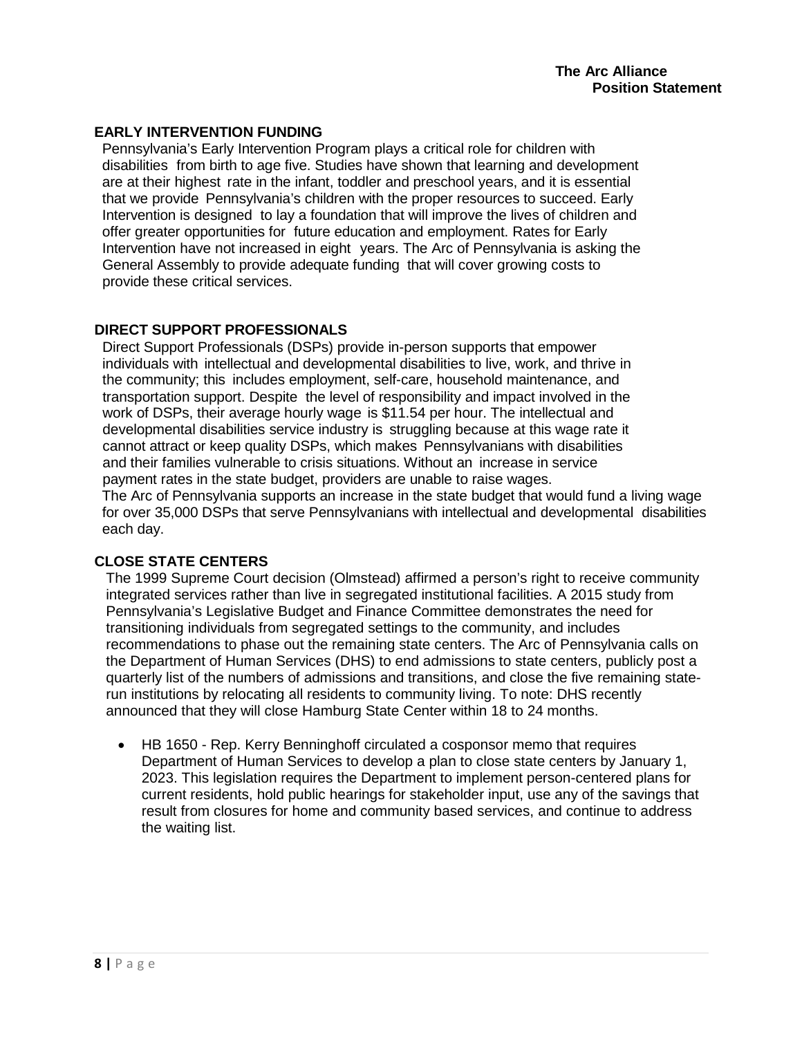## EARLY INTERVENTION FUNDING

Pennsylvania's Early Intervention Program plays a critical role for children with disabilities from birth to age five. Studies have shown that learning and development are at their highest rate in the infant, toddler and preschool years, and it is essential that we provide Pennsylvania's children with the proper resources to succeed. Early Intervention is designed to lay a foundation that will improve the lives of children and offer greater opportunities for future education and employment. Rates for Early Intervention have not increased in eight years. The Arc of Pennsylvania is asking the General Assembly to provide adequate funding that will cover growing costs to provide these critical services.

## DIRECT SUPPORT PROFESSIONALS

Direct Support Professionals (DSPs) provide in-person supports that empower individuals with intellectual and developmental disabilities to live, work, and thrive in the community; this includes employment, self-care, household maintenance, and transportation support. Despite the level of responsibility and impact involved in the work of DSPs, their average hourly wage is $11.54 per hour. The intellectual and developmental disabilities service industry is struggling because at this wage rate it cannot attract or keep quality DSPs, which makes Pennsylvanians with disabilities and their families vulnerable to crisis situations. Without an increase in service payment rates in the state budget, providers are unable to raise wages.

The Arc of Pennsylvania supports an increase in the state budget that would fund a living wage for over 35,000 DSPs that serve Pennsylvanians with intellectual and developmental disabilities each day.

## CLOSE STATE CENTERS

The 1999 Supreme Court decision (Olmstead) affirmed a person's right to receive community integrated services rather than live in segregated institutional facilities. A 2015 study from Pennsylvania's Legislative Budget and Finance Committee demonstrates the need for transitioning individuals from segregated settings to the community, and includes recommendations to phase out the remaining state centers. The Arc of Pennsylvania calls on the Department of Human Services (DHS) to end admissions to state centers, publicly post a quarterly list of the numbers of admissions and transitions, and close the five remaining state-run institutions by relocating all residents to community living. To note: DHS recently announced that they will close Hamburg State Center within 18 to 24 months.

- HB 1650 - Rep. Kerry Benninghoff circulated a cosponsor memo that requires Department of Human Services to develop a plan to close state centers by January 1, 2023. This legislation requires the Department to implement person-centered plans for current residents, hold public hearings for stakeholder input, use any of the savings that result from closures for home and community based services, and continue to address the waiting list.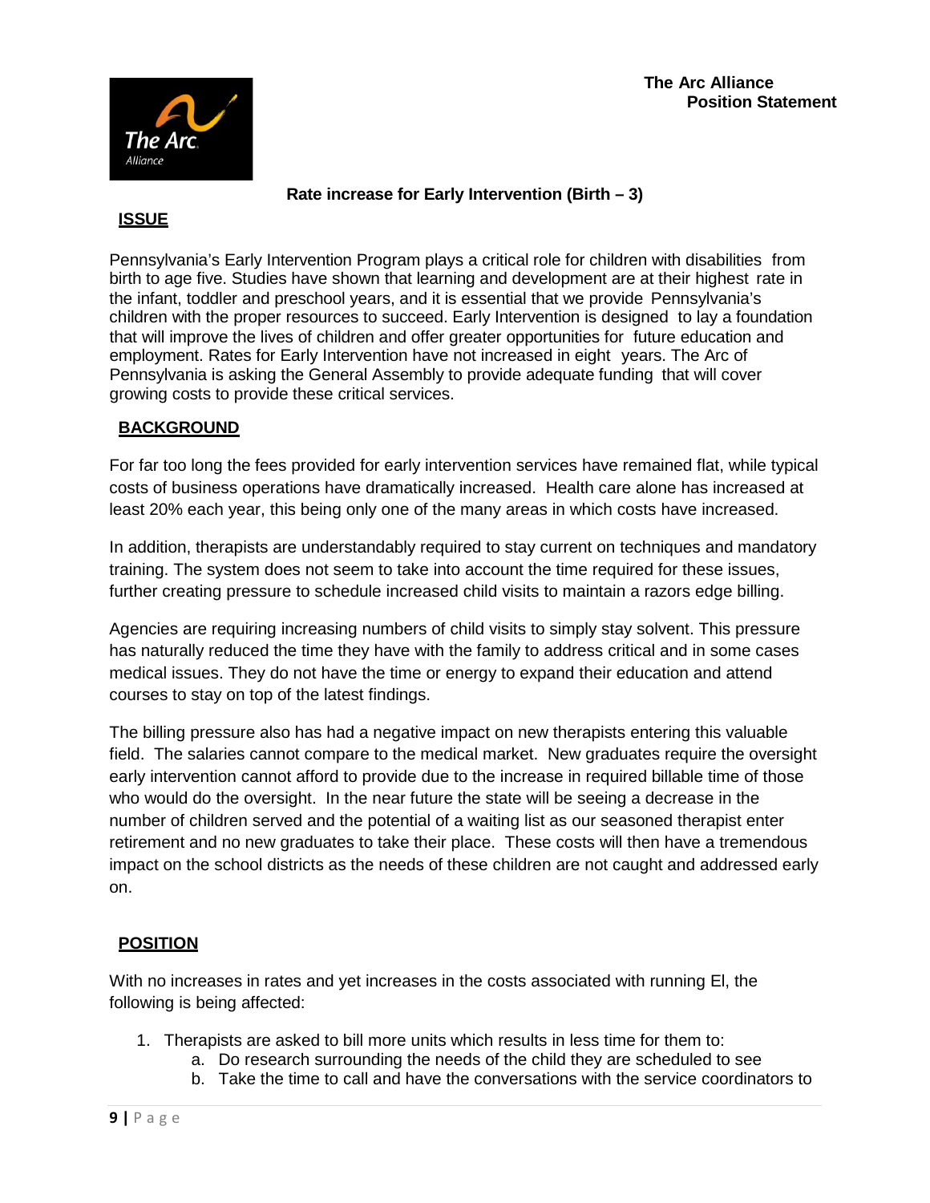**The Arc Alliance**
**Position Statement**

### Rate increase for Early Intervention (Birth – 3)

## ISSUE

Pennsylvania's Early Intervention Program plays a critical role for children with disabilities from birth to age five. Studies have shown that learning and development are at their highest rate in the infant, toddler and preschool years, and it is essential that we provide Pennsylvania's children with the proper resources to succeed. Early Intervention is designed to lay a foundation that will improve the lives of children and offer greater opportunities for future education and employment. Rates for Early Intervention have not increased in eight years. The Arc of Pennsylvania is asking the General Assembly to provide adequate funding that will cover growing costs to provide these critical services.

## BACKGROUND

For far too long the fees provided for early intervention services have remained flat, while typical costs of business operations have dramatically increased. Health care alone has increased at least 20% each year, this being only one of the many areas in which costs have increased.

In addition, therapists are understandably required to stay current on techniques and mandatory training. The system does not seem to take into account the time required for these issues, further creating pressure to schedule increased child visits to maintain a razors edge billing.

Agencies are requiring increasing numbers of child visits to simply stay solvent. This pressure has naturally reduced the time they have with the family to address critical and in some cases medical issues. They do not have the time or energy to expand their education and attend courses to stay on top of the latest findings.

The billing pressure also has had a negative impact on new therapists entering this valuable field. The salaries cannot compare to the medical market. New graduates require the oversight early intervention cannot afford to provide due to the increase in required billable time of those who would do the oversight. In the near future the state will be seeing a decrease in the number of children served and the potential of a waiting list as our seasoned therapist enter retirement and no new graduates to take their place. These costs will then have a tremendous impact on the school districts as the needs of these children are not caught and addressed early on.

## POSITION

With no increases in rates and yet increases in the costs associated with running EI, the following is being affected:

1. Therapists are asked to bill more units which results in less time for them to:
   a. Do research surrounding the needs of the child they are scheduled to see
   b. Take the time to call and have the conversations with the service coordinators to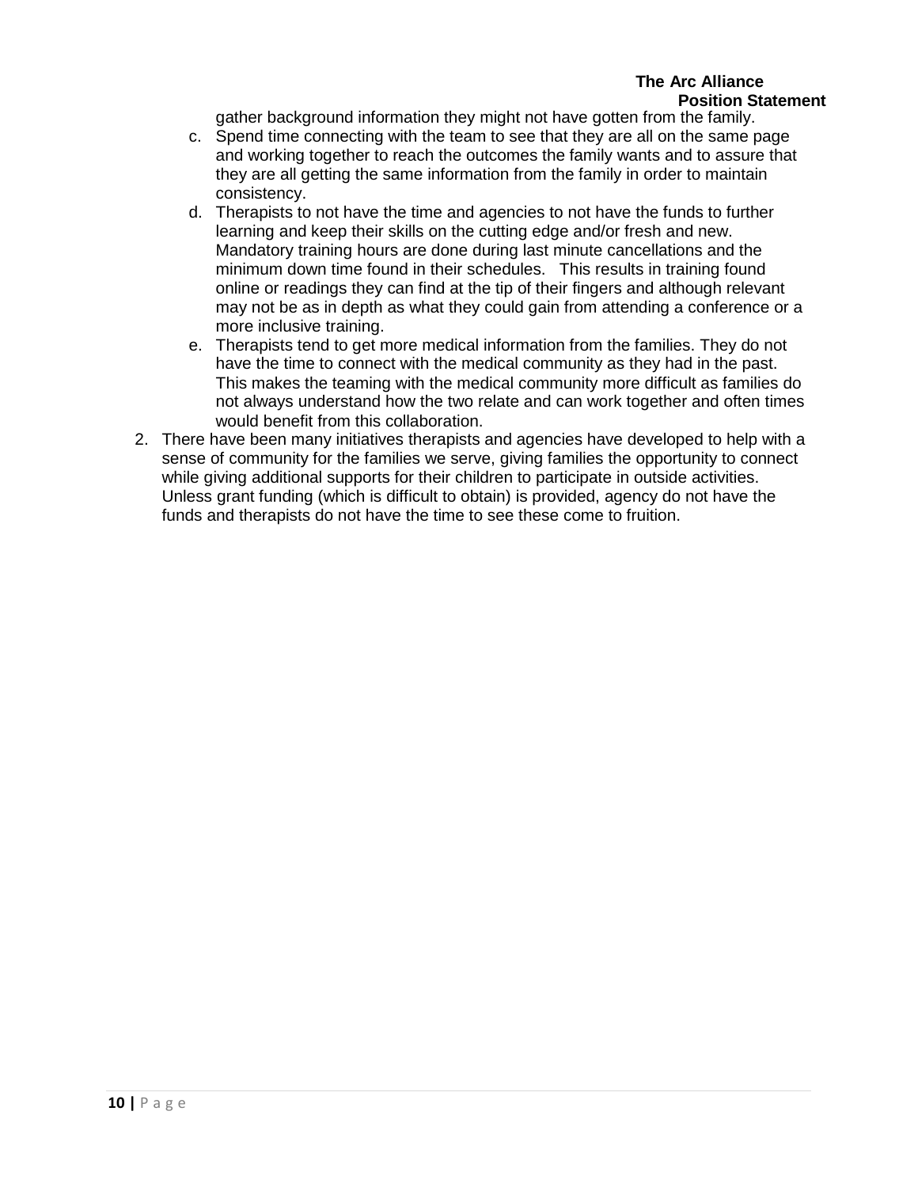gather background information they might not have gotten from the family.

   c. Spend time connecting with the team to see that they are all on the same page and working together to reach the outcomes the family wants and to assure that they are all getting the same information from the family in order to maintain consistency.
   d. Therapists to not have the time and agencies to not have the funds to further learning and keep their skills on the cutting edge and/or fresh and new. Mandatory training hours are done during last minute cancellations and the minimum down time found in their schedules. This results in training found online or readings they can find at the tip of their fingers and although relevant may not be as in depth as what they could gain from attending a conference or a more inclusive training.
   e. Therapists tend to get more medical information from the families. They do not have the time to connect with the medical community as they had in the past. This makes the teaming with the medical community more difficult as families do not always understand how the two relate and can work together and often times would benefit from this collaboration.

2. There have been many initiatives therapists and agencies have developed to help with a sense of community for the families we serve, giving families the opportunity to connect while giving additional supports for their children to participate in outside activities. Unless grant funding (which is difficult to obtain) is provided, agency do not have the funds and therapists do not have the time to see these come to fruition.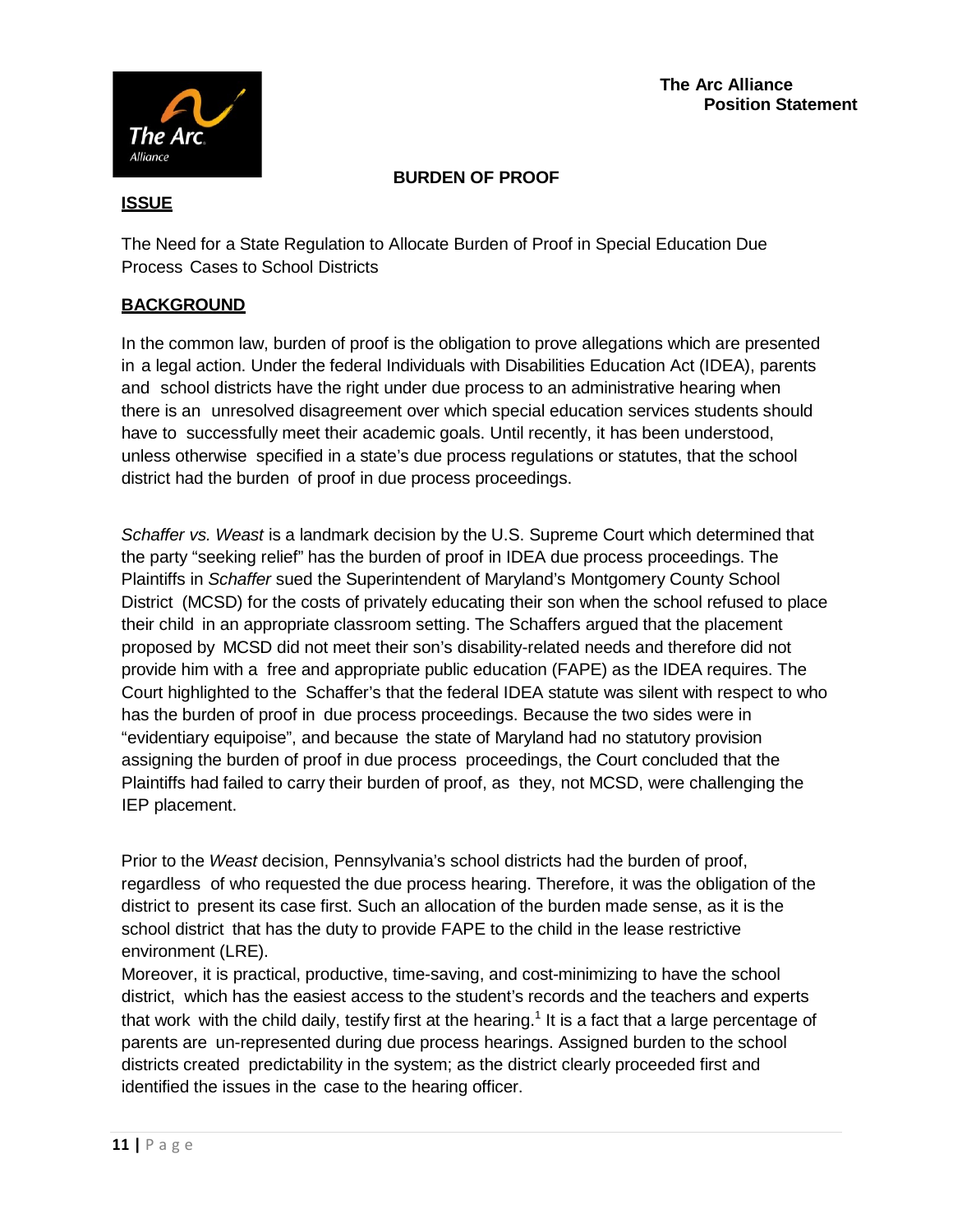**The Arc Alliance**
**Position Statement**

## BURDEN OF PROOF

### ISSUE

The Need for a State Regulation to Allocate Burden of Proof in Special Education Due Process Cases to School Districts

### BACKGROUND

In the common law, burden of proof is the obligation to prove allegations which are presented in a legal action. Under the federal Individuals with Disabilities Education Act (IDEA), parents and school districts have the right under due process to an administrative hearing when there is an unresolved disagreement over which special education services students should have to successfully meet their academic goals. Until recently, it has been understood, unless otherwise specified in a state's due process regulations or statutes, that the school district had the burden of proof in due process proceedings.

*Schaffer vs. Weast* is a landmark decision by the U.S. Supreme Court which determined that the party "seeking relief" has the burden of proof in IDEA due process proceedings. The Plaintiffs in *Schaffer* sued the Superintendent of Maryland's Montgomery County School District (MCSD) for the costs of privately educating their son when the school refused to place their child in an appropriate classroom setting. The Schaffers argued that the placement proposed by MCSD did not meet their son's disability-related needs and therefore did not provide him with a free and appropriate public education (FAPE) as the IDEA requires. The Court highlighted to the Schaffer's that the federal IDEA statute was silent with respect to who has the burden of proof in due process proceedings. Because the two sides were in "evidentiary equipoise", and because the state of Maryland had no statutory provision assigning the burden of proof in due process proceedings, the Court concluded that the Plaintiffs had failed to carry their burden of proof, as they, not MCSD, were challenging the IEP placement.

Prior to the *Weast* decision, Pennsylvania's school districts had the burden of proof, regardless of who requested the due process hearing. Therefore, it was the obligation of the district to present its case first. Such an allocation of the burden made sense, as it is the school district that has the duty to provide FAPE to the child in the lease restrictive environment (LRE).
Moreover, it is practical, productive, time-saving, and cost-minimizing to have the school district, which has the easiest access to the student's records and the teachers and experts that work with the child daily, testify first at the hearing.[1] It is a fact that a large percentage of parents are un-represented during due process hearings. Assigned burden to the school districts created predictability in the system; as the district clearly proceeded first and identified the issues in the case to the hearing officer.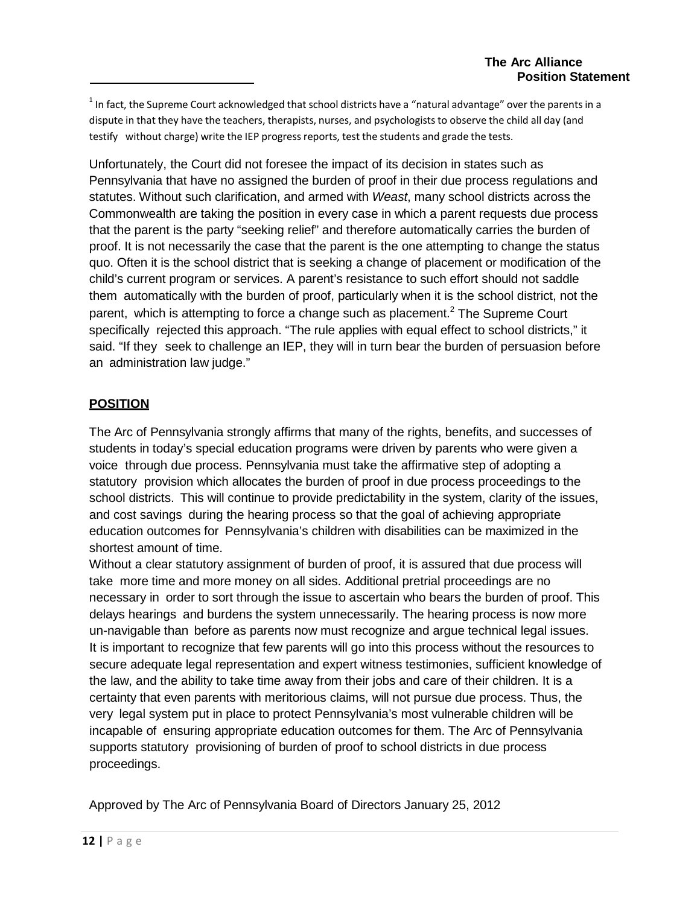[1] In fact, the Supreme Court acknowledged that school districts have a "natural advantage" over the parents in a dispute in that they have the teachers, therapists, nurses, and psychologists to observe the child all day (and testify without charge) write the IEP progress reports, test the students and grade the tests.

Unfortunately, the Court did not foresee the impact of its decision in states such as Pennsylvania that have no assigned the burden of proof in their due process regulations and statutes. Without such clarification, and armed with *Weast*, many school districts across the Commonwealth are taking the position in every case in which a parent requests due process that the parent is the party "seeking relief" and therefore automatically carries the burden of proof. It is not necessarily the case that the parent is the one attempting to change the status quo. Often it is the school district that is seeking a change of placement or modification of the child's current program or services. A parent's resistance to such effort should not saddle them automatically with the burden of proof, particularly when it is the school district, not the parent, which is attempting to force a change such as placement.[2] The Supreme Court specifically rejected this approach. "The rule applies with equal effect to school districts," it said. "If they seek to challenge an IEP, they will in turn bear the burden of persuasion before an administration law judge."

## POSITION

The Arc of Pennsylvania strongly affirms that many of the rights, benefits, and successes of students in today's special education programs were driven by parents who were given a voice through due process. Pennsylvania must take the affirmative step of adopting a statutory provision which allocates the burden of proof in due process proceedings to the school districts. This will continue to provide predictability in the system, clarity of the issues, and cost savings during the hearing process so that the goal of achieving appropriate education outcomes for Pennsylvania's children with disabilities can be maximized in the shortest amount of time.

Without a clear statutory assignment of burden of proof, it is assured that due process will take more time and more money on all sides. Additional pretrial proceedings are no necessary in order to sort through the issue to ascertain who bears the burden of proof. This delays hearings and burdens the system unnecessarily. The hearing process is now more un-navigable than before as parents now must recognize and argue technical legal issues. It is important to recognize that few parents will go into this process without the resources to secure adequate legal representation and expert witness testimonies, sufficient knowledge of the law, and the ability to take time away from their jobs and care of their children. It is a certainty that even parents with meritorious claims, will not pursue due process. Thus, the very legal system put in place to protect Pennsylvania's most vulnerable children will be incapable of ensuring appropriate education outcomes for them. The Arc of Pennsylvania supports statutory provisioning of burden of proof to school districts in due process proceedings.

Approved by The Arc of Pennsylvania Board of Directors January 25, 2012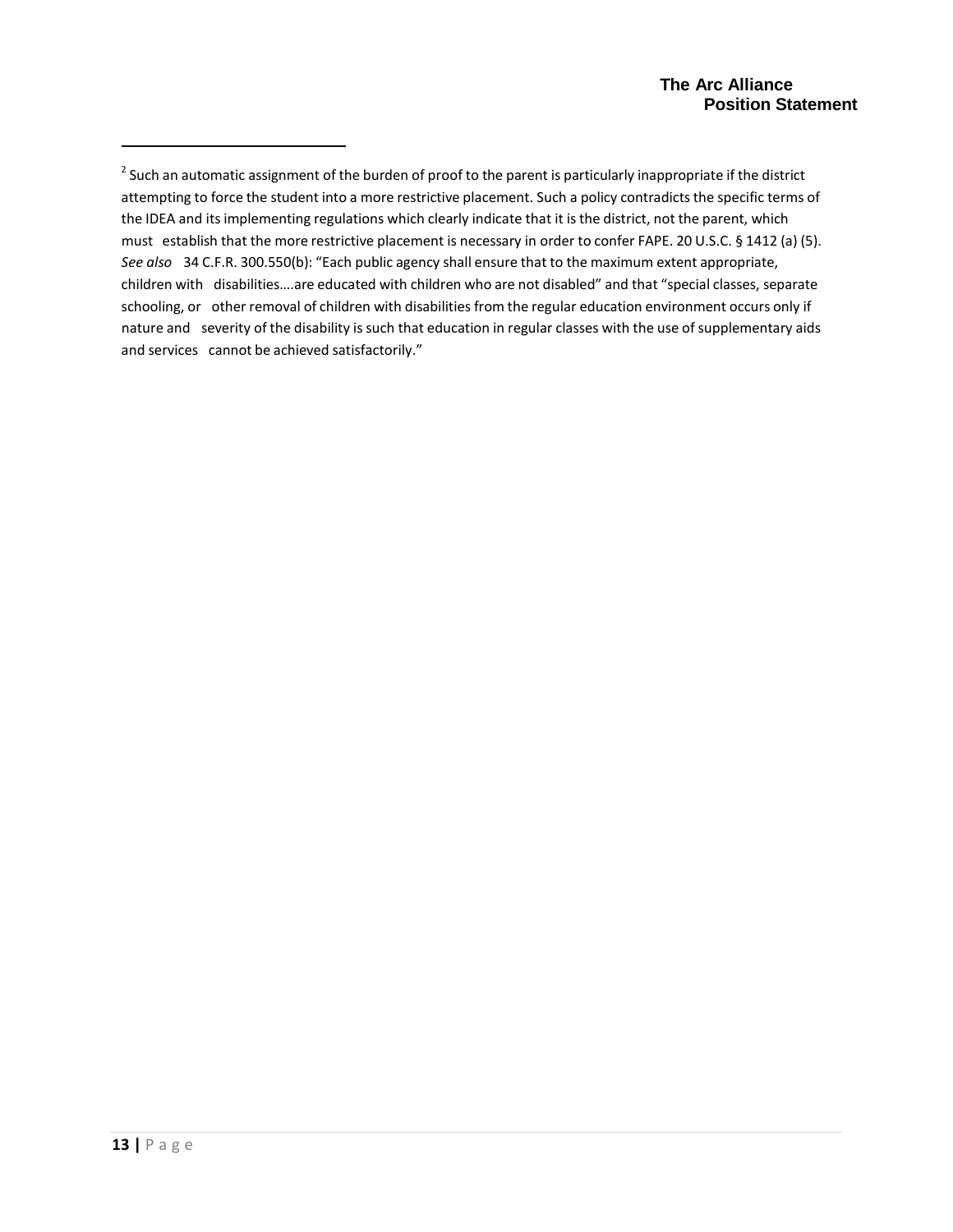[2] Such an automatic assignment of the burden of proof to the parent is particularly inappropriate if the district attempting to force the student into a more restrictive placement. Such a policy contradicts the specific terms of the IDEA and its implementing regulations which clearly indicate that it is the district, not the parent, which must establish that the more restrictive placement is necessary in order to confer FAPE. 20 U.S.C. § 1412 (a) (5). *See also* 34 C.F.R. 300.550(b): "Each public agency shall ensure that to the maximum extent appropriate, children with disabilities….are educated with children who are not disabled" and that "special classes, separate schooling, or other removal of children with disabilities from the regular education environment occurs only if nature and severity of the disability is such that education in regular classes with the use of supplementary aids and services cannot be achieved satisfactorily."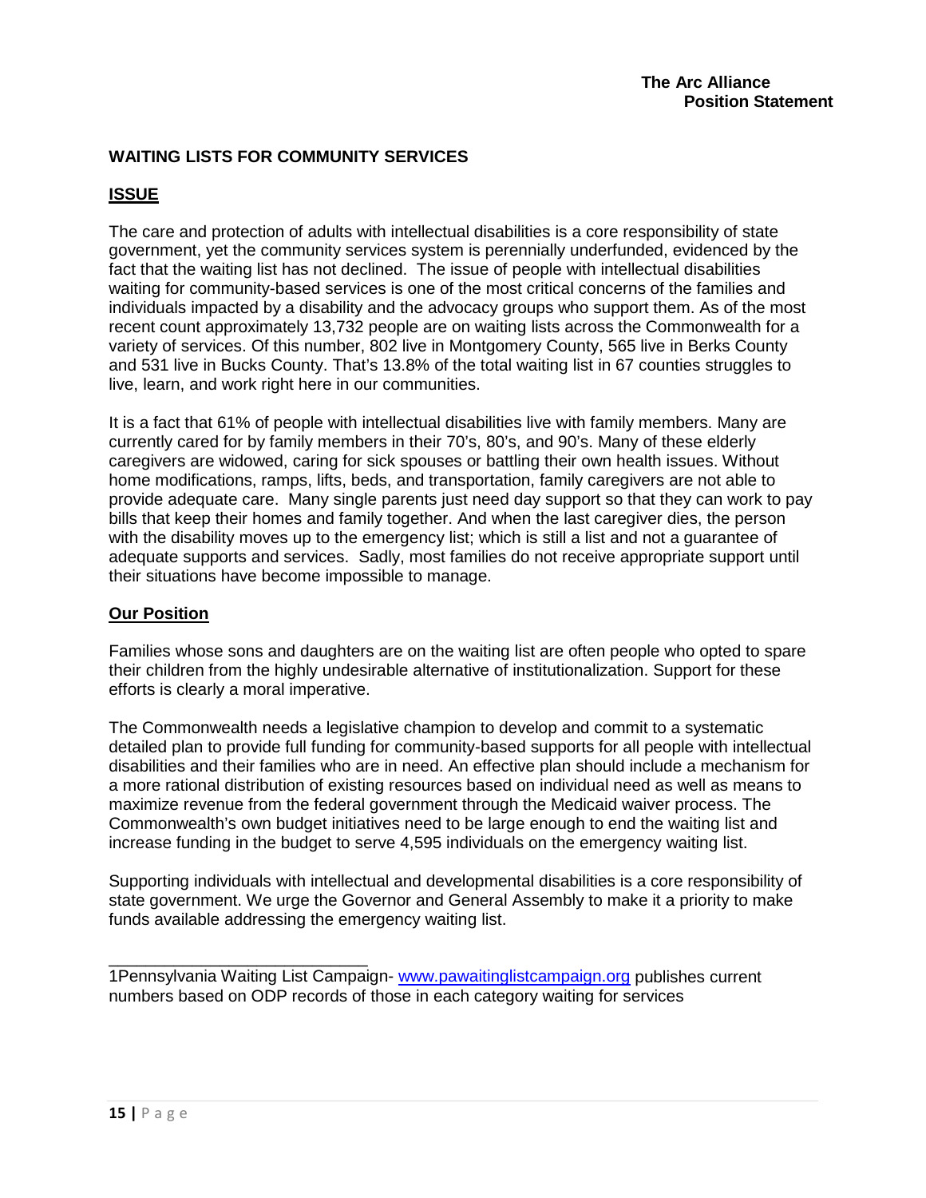**The Arc Alliance**
**Position Statement**

## WAITING LISTS FOR COMMUNITY SERVICES

### ISSUE

The care and protection of adults with intellectual disabilities is a core responsibility of state government, yet the community services system is perennially underfunded, evidenced by the fact that the waiting list has not declined. The issue of people with intellectual disabilities waiting for community-based services is one of the most critical concerns of the families and individuals impacted by a disability and the advocacy groups who support them. As of the most recent count approximately 13,732 people are on waiting lists across the Commonwealth for a variety of services. Of this number, 802 live in Montgomery County, 565 live in Berks County and 531 live in Bucks County. That's 13.8% of the total waiting list in 67 counties struggles to live, learn, and work right here in our communities.

It is a fact that 61% of people with intellectual disabilities live with family members. Many are currently cared for by family members in their 70's, 80's, and 90's. Many of these elderly caregivers are widowed, caring for sick spouses or battling their own health issues. Without home modifications, ramps, lifts, beds, and transportation, family caregivers are not able to provide adequate care. Many single parents just need day support so that they can work to pay bills that keep their homes and family together. And when the last caregiver dies, the person with the disability moves up to the emergency list; which is still a list and not a guarantee of adequate supports and services. Sadly, most families do not receive appropriate support until their situations have become impossible to manage.

### Our Position

Families whose sons and daughters are on the waiting list are often people who opted to spare their children from the highly undesirable alternative of institutionalization. Support for these efforts is clearly a moral imperative.

The Commonwealth needs a legislative champion to develop and commit to a systematic detailed plan to provide full funding for community-based supports for all people with intellectual disabilities and their families who are in need. An effective plan should include a mechanism for a more rational distribution of existing resources based on individual need as well as means to maximize revenue from the federal government through the Medicaid waiver process. The Commonwealth's own budget initiatives need to be large enough to end the waiting list and increase funding in the budget to serve 4,595 individuals on the emergency waiting list.

Supporting individuals with intellectual and developmental disabilities is a core responsibility of state government. We urge the Governor and General Assembly to make it a priority to make funds available addressing the emergency waiting list.

---

1Pennsylvania Waiting List Campaign- www.pawaitinglistcampaign.org publishes current numbers based on ODP records of those in each category waiting for services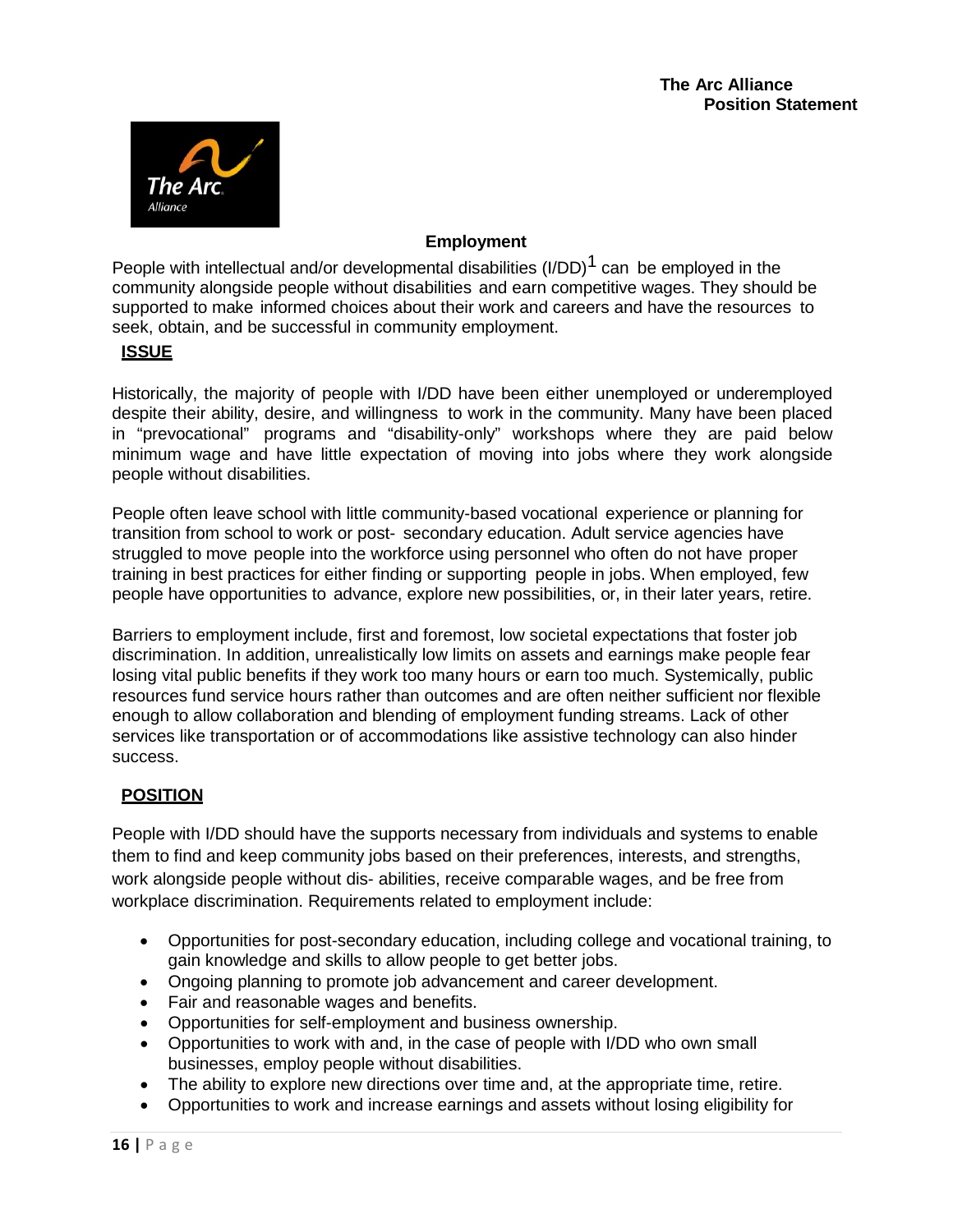**The Arc Alliance**
**Position Statement**

## Employment

People with intellectual and/or developmental disabilities (I/DD)[1] can be employed in the community alongside people without disabilities and earn competitive wages. They should be supported to make informed choices about their work and careers and have the resources to seek, obtain, and be successful in community employment.

### ISSUE

Historically, the majority of people with I/DD have been either unemployed or underemployed despite their ability, desire, and willingness to work in the community. Many have been placed in "prevocational" programs and "disability-only" workshops where they are paid below minimum wage and have little expectation of moving into jobs where they work alongside people without disabilities.

People often leave school with little community-based vocational experience or planning for transition from school to work or post- secondary education. Adult service agencies have struggled to move people into the workforce using personnel who often do not have proper training in best practices for either finding or supporting people in jobs. When employed, few people have opportunities to advance, explore new possibilities, or, in their later years, retire.

Barriers to employment include, first and foremost, low societal expectations that foster job discrimination. In addition, unrealistically low limits on assets and earnings make people fear losing vital public benefits if they work too many hours or earn too much. Systemically, public resources fund service hours rather than outcomes and are often neither sufficient nor flexible enough to allow collaboration and blending of employment funding streams. Lack of other services like transportation or of accommodations like assistive technology can also hinder success.

### POSITION

People with I/DD should have the supports necessary from individuals and systems to enable them to find and keep community jobs based on their preferences, interests, and strengths, work alongside people without dis- abilities, receive comparable wages, and be free from workplace discrimination. Requirements related to employment include:

- Opportunities for post-secondary education, including college and vocational training, to gain knowledge and skills to allow people to get better jobs.
- Ongoing planning to promote job advancement and career development.
- Fair and reasonable wages and benefits.
- Opportunities for self-employment and business ownership.
- Opportunities to work with and, in the case of people with I/DD who own small businesses, employ people without disabilities.
- The ability to explore new directions over time and, at the appropriate time, retire.
- Opportunities to work and increase earnings and assets without losing eligibility for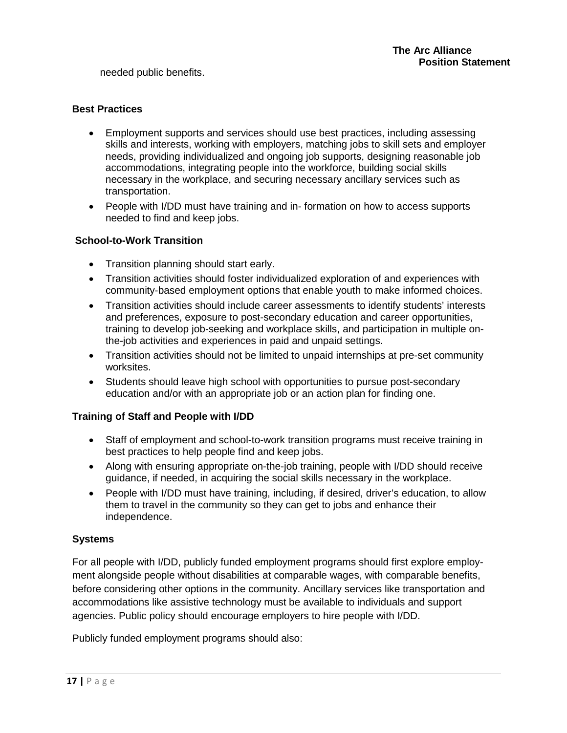needed public benefits.

### Best Practices

- Employment supports and services should use best practices, including assessing skills and interests, working with employers, matching jobs to skill sets and employer needs, providing individualized and ongoing job supports, designing reasonable job accommodations, integrating people into the workforce, building social skills necessary in the workplace, and securing necessary ancillary services such as transportation.
- People with I/DD must have training and in- formation on how to access supports needed to find and keep jobs.

### School-to-Work Transition

- Transition planning should start early.
- Transition activities should foster individualized exploration of and experiences with community-based employment options that enable youth to make informed choices.
- Transition activities should include career assessments to identify students' interests and preferences, exposure to post-secondary education and career opportunities, training to develop job-seeking and workplace skills, and participation in multiple on-the-job activities and experiences in paid and unpaid settings.
- Transition activities should not be limited to unpaid internships at pre-set community worksites.
- Students should leave high school with opportunities to pursue post-secondary education and/or with an appropriate job or an action plan for finding one.

### Training of Staff and People with I/DD

- Staff of employment and school-to-work transition programs must receive training in best practices to help people find and keep jobs.
- Along with ensuring appropriate on-the-job training, people with I/DD should receive guidance, if needed, in acquiring the social skills necessary in the workplace.
- People with I/DD must have training, including, if desired, driver's education, to allow them to travel in the community so they can get to jobs and enhance their independence.

### Systems

For all people with I/DD, publicly funded employment programs should first explore employment alongside people without disabilities at comparable wages, with comparable benefits, before considering other options in the community. Ancillary services like transportation and accommodations like assistive technology must be available to individuals and support agencies. Public policy should encourage employers to hire people with I/DD.

Publicly funded employment programs should also: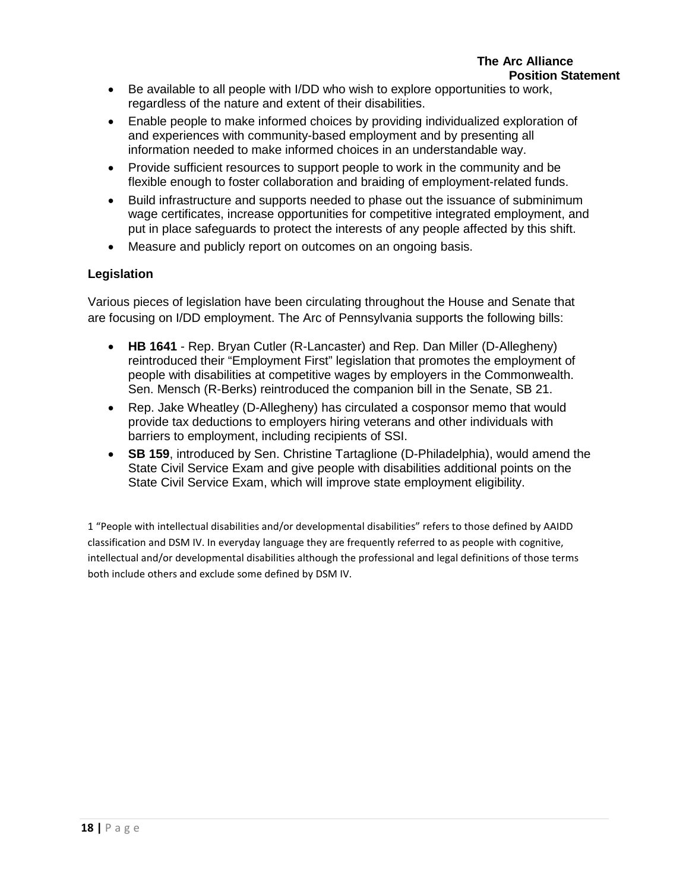- Be available to all people with I/DD who wish to explore opportunities to work, regardless of the nature and extent of their disabilities.
- Enable people to make informed choices by providing individualized exploration of and experiences with community-based employment and by presenting all information needed to make informed choices in an understandable way.
- Provide sufficient resources to support people to work in the community and be flexible enough to foster collaboration and braiding of employment-related funds.
- Build infrastructure and supports needed to phase out the issuance of subminimum wage certificates, increase opportunities for competitive integrated employment, and put in place safeguards to protect the interests of any people affected by this shift.
- Measure and publicly report on outcomes on an ongoing basis.

### Legislation

Various pieces of legislation have been circulating throughout the House and Senate that are focusing on I/DD employment. The Arc of Pennsylvania supports the following bills:

- **HB 1641** - Rep. Bryan Cutler (R-Lancaster) and Rep. Dan Miller (D-Allegheny) reintroduced their "Employment First" legislation that promotes the employment of people with disabilities at competitive wages by employers in the Commonwealth. Sen. Mensch (R-Berks) reintroduced the companion bill in the Senate, SB 21.
- Rep. Jake Wheatley (D-Allegheny) has circulated a cosponsor memo that would provide tax deductions to employers hiring veterans and other individuals with barriers to employment, including recipients of SSI.
- **SB 159**, introduced by Sen. Christine Tartaglione (D-Philadelphia), would amend the State Civil Service Exam and give people with disabilities additional points on the State Civil Service Exam, which will improve state employment eligibility.

1 "People with intellectual disabilities and/or developmental disabilities" refers to those defined by AAIDD classification and DSM IV. In everyday language they are frequently referred to as people with cognitive, intellectual and/or developmental disabilities although the professional and legal definitions of those terms both include others and exclude some defined by DSM IV.